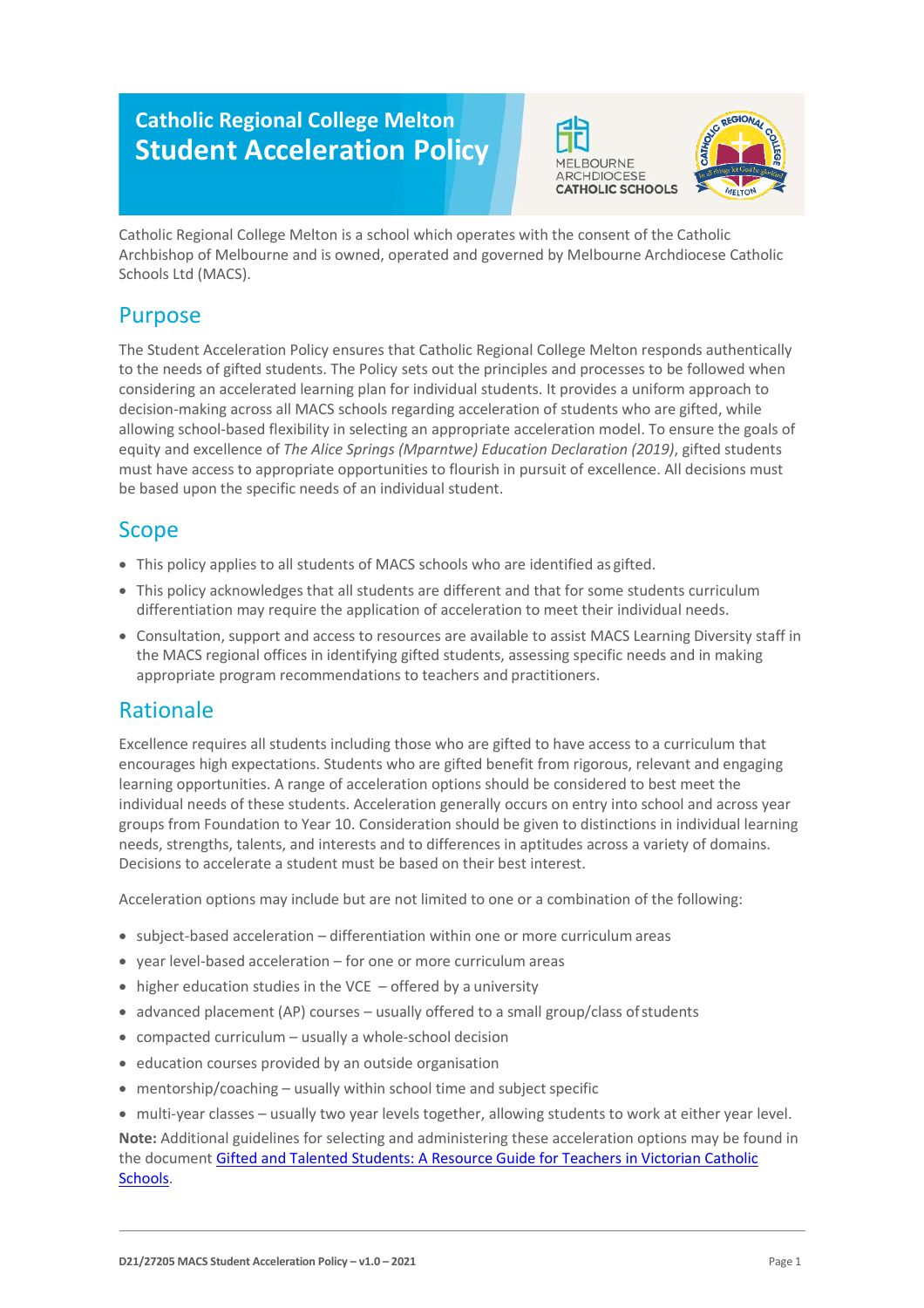# Catholic Regional College Melton
# Student Acceleration Policy

Catholic Regional College Melton is a school which operates with the consent of the Catholic Archbishop of Melbourne and is owned, operated and governed by Melbourne Archdiocese Catholic Schools Ltd (MACS).

## Purpose

The Student Acceleration Policy ensures that Catholic Regional College Melton responds authentically to the needs of gifted students. The Policy sets out the principles and processes to be followed when considering an accelerated learning plan for individual students. It provides a uniform approach to decision-making across all MACS schools regarding acceleration of students who are gifted, while allowing school-based flexibility in selecting an appropriate acceleration model. To ensure the goals of equity and excellence of *The Alice Springs (Mparntwe) Education Declaration (2019)*, gifted students must have access to appropriate opportunities to flourish in pursuit of excellence. All decisions must be based upon the specific needs of an individual student.

## Scope

- This policy applies to all students of MACS schools who are identified as gifted.
- This policy acknowledges that all students are different and that for some students curriculum differentiation may require the application of acceleration to meet their individual needs.
- Consultation, support and access to resources are available to assist MACS Learning Diversity staff in the MACS regional offices in identifying gifted students, assessing specific needs and in making appropriate program recommendations to teachers and practitioners.

## Rationale

Excellence requires all students including those who are gifted to have access to a curriculum that encourages high expectations. Students who are gifted benefit from rigorous, relevant and engaging learning opportunities. A range of acceleration options should be considered to best meet the individual needs of these students. Acceleration generally occurs on entry into school and across year groups from Foundation to Year 10. Consideration should be given to distinctions in individual learning needs, strengths, talents, and interests and to differences in aptitudes across a variety of domains. Decisions to accelerate a student must be based on their best interest.

Acceleration options may include but are not limited to one or a combination of the following:

- subject-based acceleration – differentiation within one or more curriculum areas
- year level-based acceleration – for one or more curriculum areas
- higher education studies in the VCE – offered by a university
- advanced placement (AP) courses – usually offered to a small group/class of students
- compacted curriculum – usually a whole-school decision
- education courses provided by an outside organisation
- mentorship/coaching – usually within school time and subject specific
- multi-year classes – usually two year levels together, allowing students to work at either year level.

**Note:** Additional guidelines for selecting and administering these acceleration options may be found in the document [Gifted and Talented Students: A Resource Guide for Teachers in Victorian Catholic Schools](#).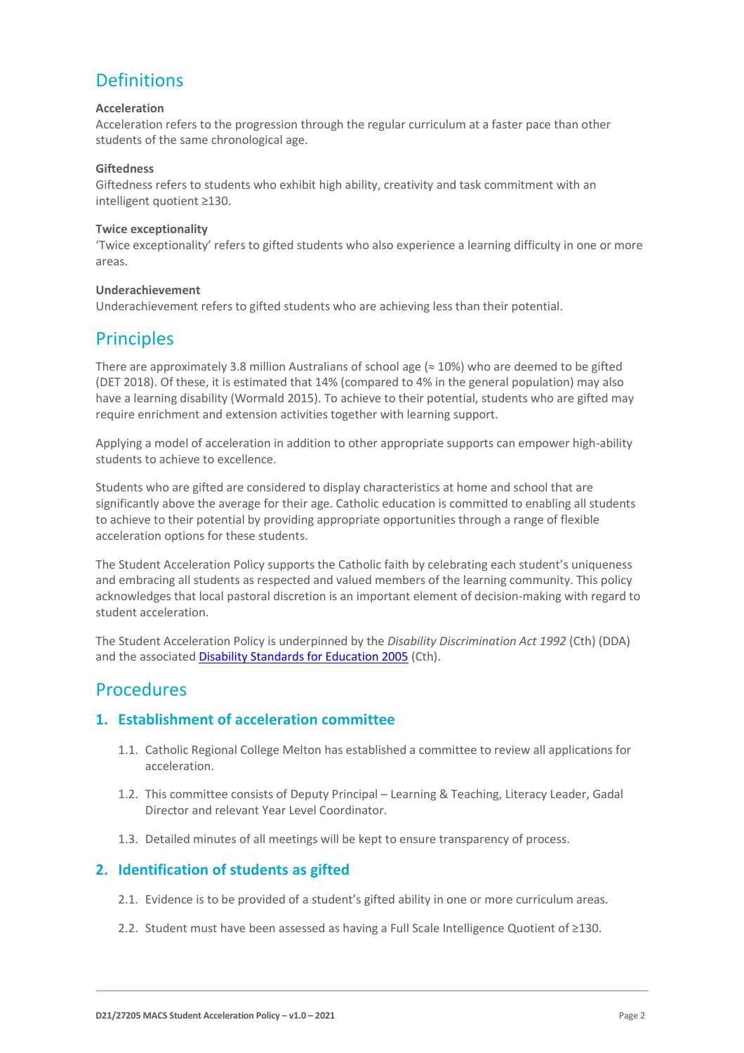## Definitions

**Acceleration**
Acceleration refers to the progression through the regular curriculum at a faster pace than other students of the same chronological age.

**Giftedness**
Giftedness refers to students who exhibit high ability, creativity and task commitment with an intelligent quotient ≥130.

**Twice exceptionality**
'Twice exceptionality' refers to gifted students who also experience a learning difficulty in one or more areas.

**Underachievement**
Underachievement refers to gifted students who are achieving less than their potential.

## Principles

There are approximately 3.8 million Australians of school age (≈ 10%) who are deemed to be gifted (DET 2018). Of these, it is estimated that 14% (compared to 4% in the general population) may also have a learning disability (Wormald 2015). To achieve to their potential, students who are gifted may require enrichment and extension activities together with learning support.

Applying a model of acceleration in addition to other appropriate supports can empower high-ability students to achieve to excellence.

Students who are gifted are considered to display characteristics at home and school that are significantly above the average for their age. Catholic education is committed to enabling all students to achieve to their potential by providing appropriate opportunities through a range of flexible acceleration options for these students.

The Student Acceleration Policy supports the Catholic faith by celebrating each student's uniqueness and embracing all students as respected and valued members of the learning community. This policy acknowledges that local pastoral discretion is an important element of decision-making with regard to student acceleration.

The Student Acceleration Policy is underpinned by the *Disability Discrimination Act 1992* (Cth) (DDA) and the associated [Disability Standards for Education 2005](#) (Cth).

## Procedures

### 1. Establishment of acceleration committee

1.1. Catholic Regional College Melton has established a committee to review all applications for acceleration.

1.2. This committee consists of Deputy Principal – Learning & Teaching, Literacy Leader, Gadal Director and relevant Year Level Coordinator.

1.3. Detailed minutes of all meetings will be kept to ensure transparency of process.

### 2. Identification of students as gifted

2.1. Evidence is to be provided of a student's gifted ability in one or more curriculum areas.

2.2. Student must have been assessed as having a Full Scale Intelligence Quotient of ≥130.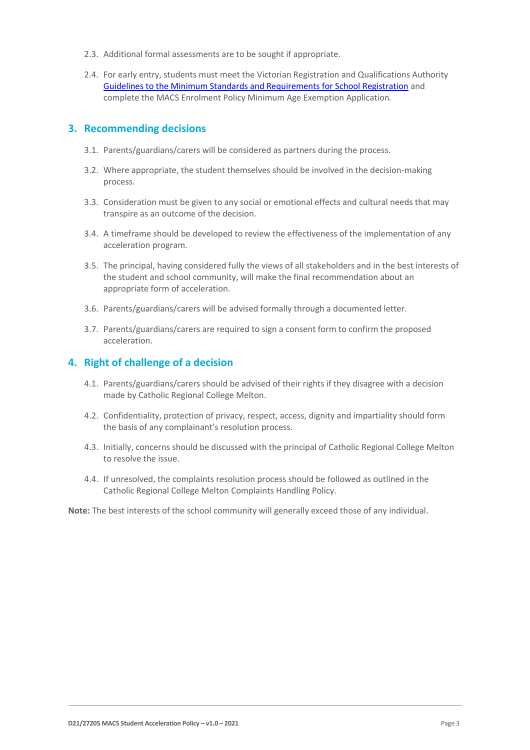2.3. Additional formal assessments are to be sought if appropriate.

2.4. For early entry, students must meet the Victorian Registration and Qualifications Authority [Guidelines to the Minimum Standards and Requirements for School Registration] and complete the MACS Enrolment Policy Minimum Age Exemption Application.

## 3. Recommending decisions

3.1. Parents/guardians/carers will be considered as partners during the process.

3.2. Where appropriate, the student themselves should be involved in the decision-making process.

3.3. Consideration must be given to any social or emotional effects and cultural needs that may transpire as an outcome of the decision.

3.4. A timeframe should be developed to review the effectiveness of the implementation of any acceleration program.

3.5. The principal, having considered fully the views of all stakeholders and in the best interests of the student and school community, will make the final recommendation about an appropriate form of acceleration.

3.6. Parents/guardians/carers will be advised formally through a documented letter.

3.7. Parents/guardians/carers are required to sign a consent form to confirm the proposed acceleration.

## 4. Right of challenge of a decision

4.1. Parents/guardians/carers should be advised of their rights if they disagree with a decision made by Catholic Regional College Melton.

4.2. Confidentiality, protection of privacy, respect, access, dignity and impartiality should form the basis of any complainant's resolution process.

4.3. Initially, concerns should be discussed with the principal of Catholic Regional College Melton to resolve the issue.

4.4. If unresolved, the complaints resolution process should be followed as outlined in the Catholic Regional College Melton Complaints Handling Policy.

**Note:** The best interests of the school community will generally exceed those of any individual.